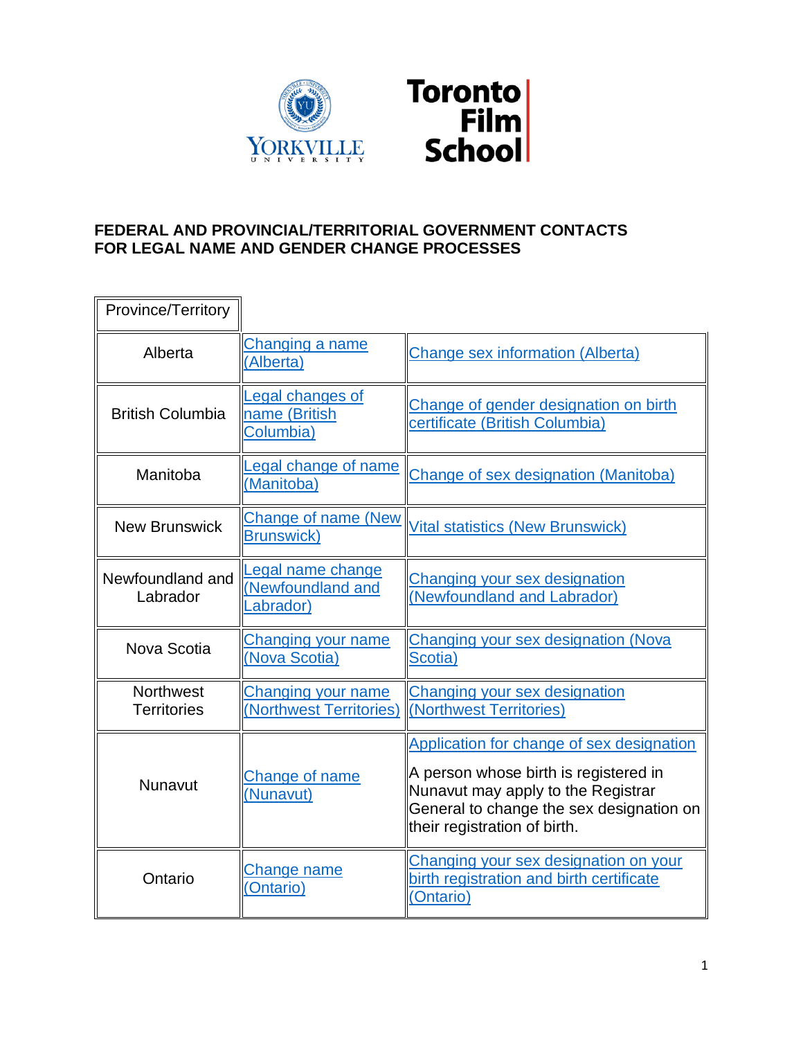Yorkville University | Toronto Film School

## FEDERAL AND PROVINCIAL/TERRITORIAL GOVERNMENT CONTACTS FOR LEGAL NAME AND GENDER CHANGE PROCESSES

| Province/Territory | | |
|---|---|---|
| Alberta | Changing a name (Alberta) | Change sex information (Alberta) |
| British Columbia | Legal changes of name (British Columbia) | Change of gender designation on birth certificate (British Columbia) |
| Manitoba | Legal change of name (Manitoba) | Change of sex designation (Manitoba) |
| New Brunswick | Change of name (New Brunswick) | Vital statistics (New Brunswick) |
| Newfoundland and Labrador | Legal name change (Newfoundland and Labrador) | Changing your sex designation (Newfoundland and Labrador) |
| Nova Scotia | Changing your name (Nova Scotia) | Changing your sex designation (Nova Scotia) |
| Northwest Territories | Changing your name (Northwest Territories) | Changing your sex designation (Northwest Territories) |
| Nunavut | Change of name (Nunavut) | Application for change of sex designation<br><br>A person whose birth is registered in Nunavut may apply to the Registrar General to change the sex designation on their registration of birth. |
| Ontario | Change name (Ontario) | Changing your sex designation on your birth registration and birth certificate (Ontario) |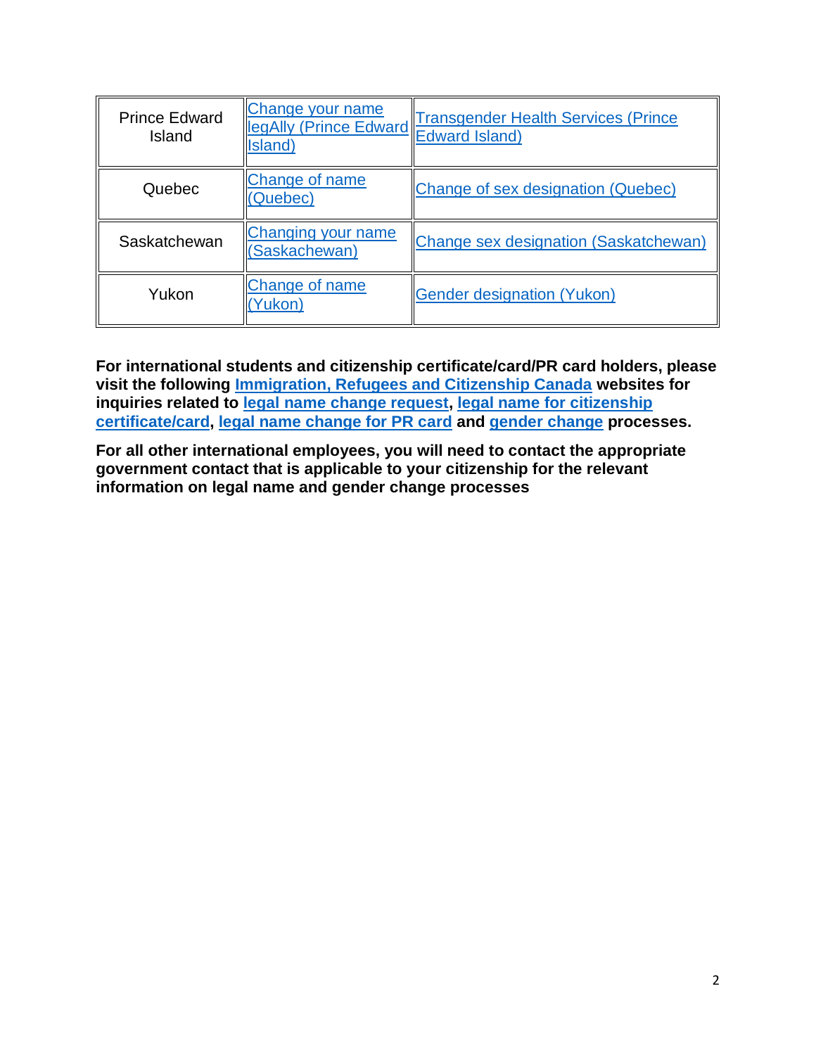| | | |
|---|---|---|
| Prince Edward Island | Change your name legAlly (Prince Edward Island) | Transgender Health Services (Prince Edward Island) |
| Quebec | Change of name (Quebec) | Change of sex designation (Quebec) |
| Saskatchewan | Changing your name (Saskachewan) | Change sex designation (Saskatchewan) |
| Yukon | Change of name (Yukon) | Gender designation (Yukon) |

**For international students and citizenship certificate/card/PR card holders, please visit the following Immigration, Refugees and Citizenship Canada websites for inquiries related to legal name change request, legal name for citizenship certificate/card, legal name change for PR card and gender change processes.**

**For all other international employees, you will need to contact the appropriate government contact that is applicable to your citizenship for the relevant information on legal name and gender change processes**